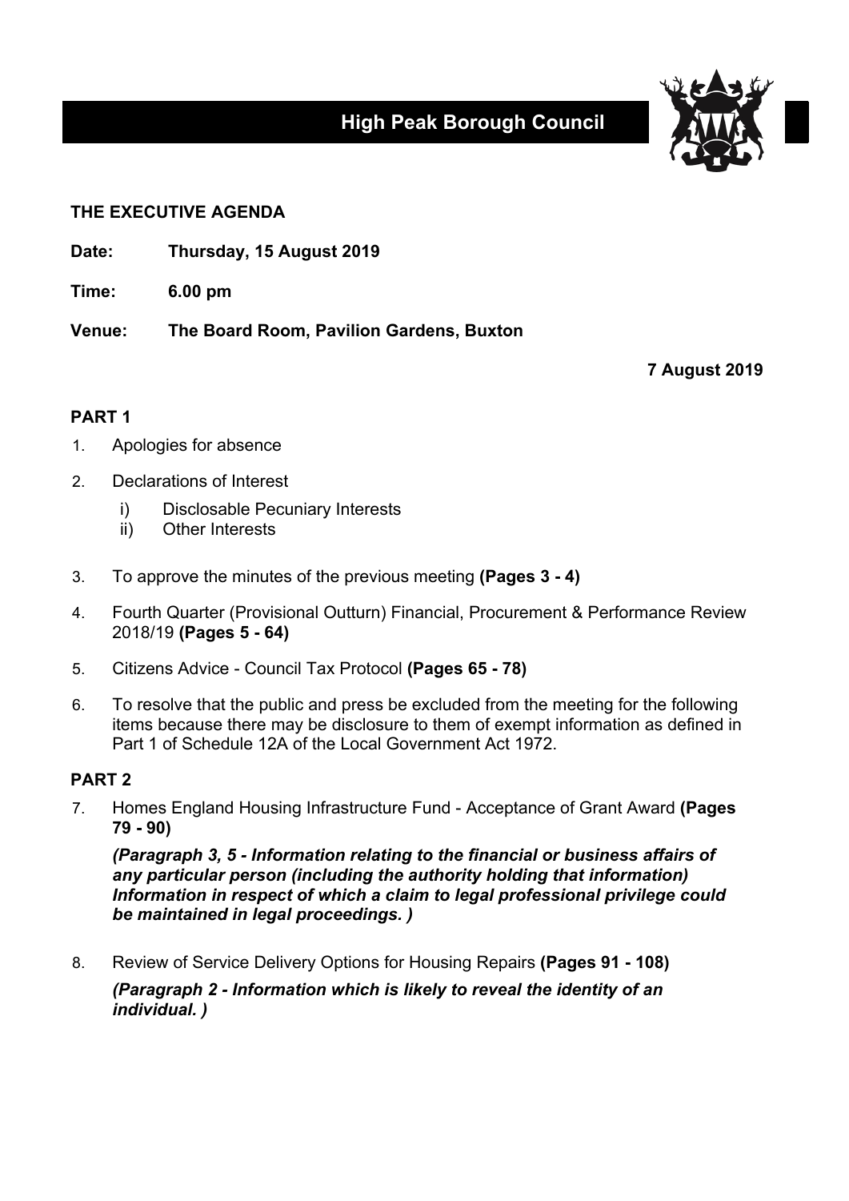# High Peak Borough Council

## THE EXECUTIVE AGENDA

**Date:** **Thursday, 15 August 2019**

**Time:** **6.00 pm**

**Venue:** **The Board Room, Pavilion Gardens, Buxton**

**7 August 2019**

### PART 1

1. Apologies for absence
2. Declarations of Interest
    - i) Disclosable Pecuniary Interests
    - ii) Other Interests
3. To approve the minutes of the previous meeting **(Pages 3 - 4)**
4. Fourth Quarter (Provisional Outturn) Financial, Procurement & Performance Review 2018/19 **(Pages 5 - 64)**
5. Citizens Advice - Council Tax Protocol **(Pages 65 - 78)**
6. To resolve that the public and press be excluded from the meeting for the following items because there may be disclosure to them of exempt information as defined in Part 1 of Schedule 12A of the Local Government Act 1972.

### PART 2

7. Homes England Housing Infrastructure Fund - Acceptance of Grant Award **(Pages 79 - 90)**

    ***(Paragraph 3, 5 - Information relating to the financial or business affairs of any particular person (including the authority holding that information) Information in respect of which a claim to legal professional privilege could be maintained in legal proceedings. )***

8. Review of Service Delivery Options for Housing Repairs **(Pages 91 - 108)**

    ***(Paragraph 2 - Information which is likely to reveal the identity of an individual. )***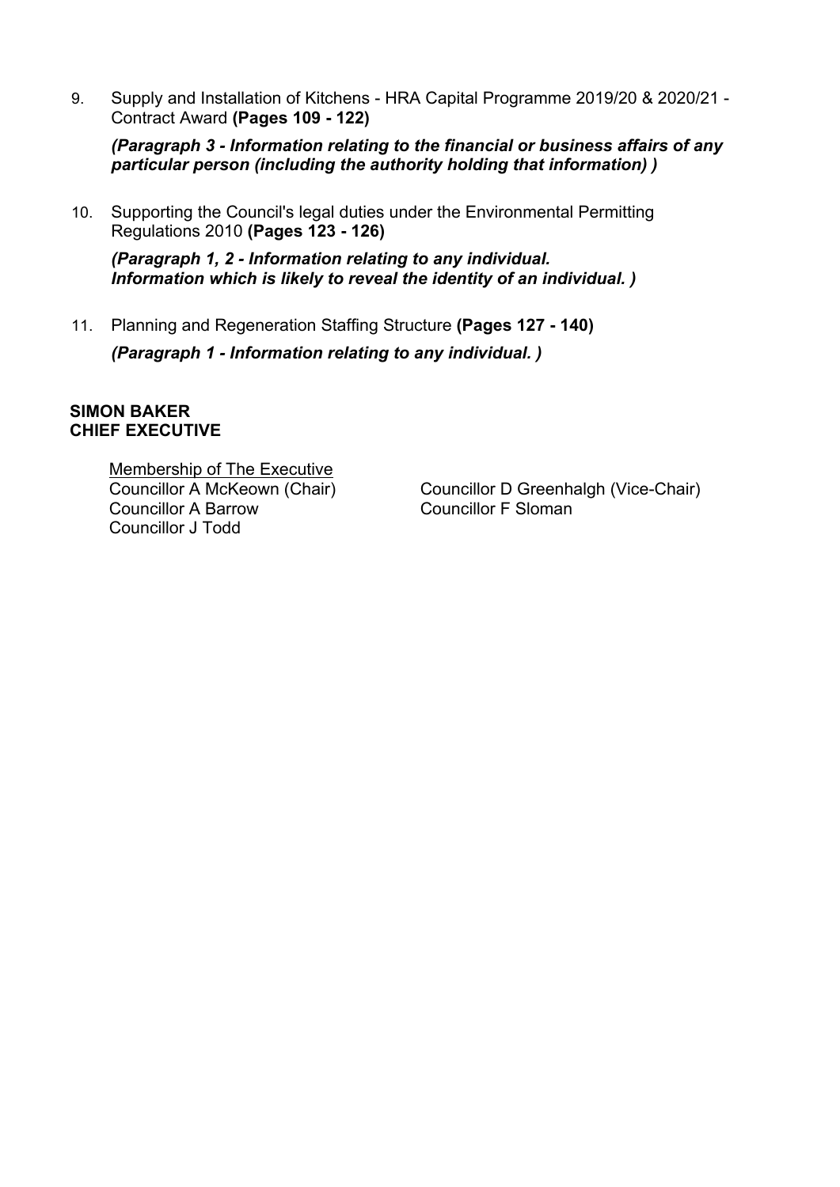9. Supply and Installation of Kitchens - HRA Capital Programme 2019/20 & 2020/21 - Contract Award **(Pages 109 - 122)**

   ***(Paragraph 3 - Information relating to the financial or business affairs of any particular person (including the authority holding that information) )***

10. Supporting the Council's legal duties under the Environmental Permitting Regulations 2010 **(Pages 123 - 126)**

    ***(Paragraph 1, 2 - Information relating to any individual. Information which is likely to reveal the identity of an individual. )***

11. Planning and Regeneration Staffing Structure **(Pages 127 - 140)**

    ***(Paragraph 1 - Information relating to any individual. )***

**SIMON BAKER**
**CHIEF EXECUTIVE**

Membership of The Executive

Councillor A McKeown (Chair)
Councillor D Greenhalgh (Vice-Chair)
Councillor A Barrow
Councillor F Sloman
Councillor J Todd